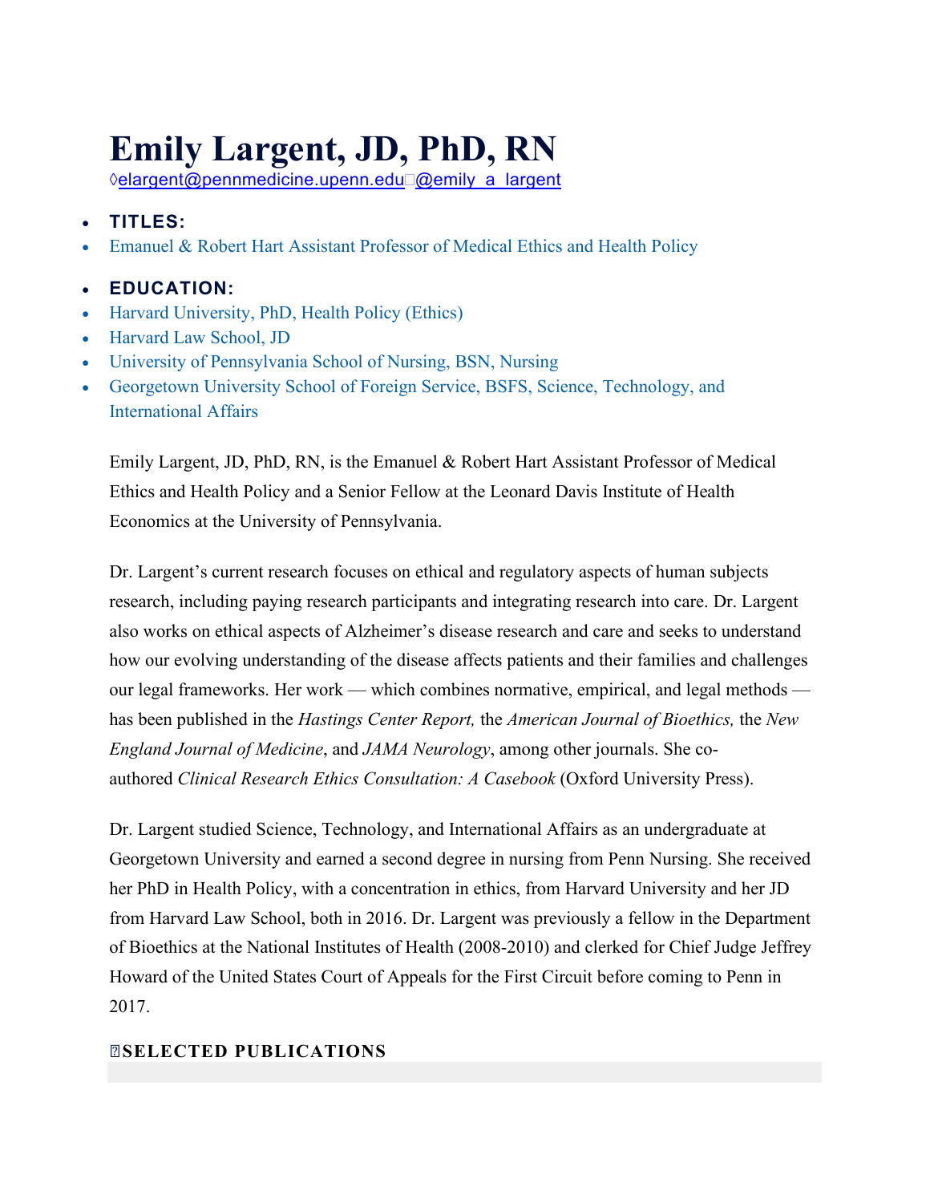# Emily Largent, JD, PhD, RN

◊elargent@pennmedicine.upenn.edu @emily_a_largent

- **TITLES:**
- Emanuel & Robert Hart Assistant Professor of Medical Ethics and Health Policy

- **EDUCATION:**
- Harvard University, PhD, Health Policy (Ethics)
- Harvard Law School, JD
- University of Pennsylvania School of Nursing, BSN, Nursing
- Georgetown University School of Foreign Service, BSFS, Science, Technology, and International Affairs

Emily Largent, JD, PhD, RN, is the Emanuel & Robert Hart Assistant Professor of Medical Ethics and Health Policy and a Senior Fellow at the Leonard Davis Institute of Health Economics at the University of Pennsylvania.

Dr. Largent's current research focuses on ethical and regulatory aspects of human subjects research, including paying research participants and integrating research into care. Dr. Largent also works on ethical aspects of Alzheimer's disease research and care and seeks to understand how our evolving understanding of the disease affects patients and their families and challenges our legal frameworks. Her work — which combines normative, empirical, and legal methods — has been published in the *Hastings Center Report,* the *American Journal of Bioethics,* the *New England Journal of Medicine*, and *JAMA Neurology*, among other journals. She co-authored *Clinical Research Ethics Consultation: A Casebook* (Oxford University Press).

Dr. Largent studied Science, Technology, and International Affairs as an undergraduate at Georgetown University and earned a second degree in nursing from Penn Nursing. She received her PhD in Health Policy, with a concentration in ethics, from Harvard University and her JD from Harvard Law School, both in 2016. Dr. Largent was previously a fellow in the Department of Bioethics at the National Institutes of Health (2008-2010) and clerked for Chief Judge Jeffrey Howard of the United States Court of Appeals for the First Circuit before coming to Penn in 2017.

## SELECTED PUBLICATIONS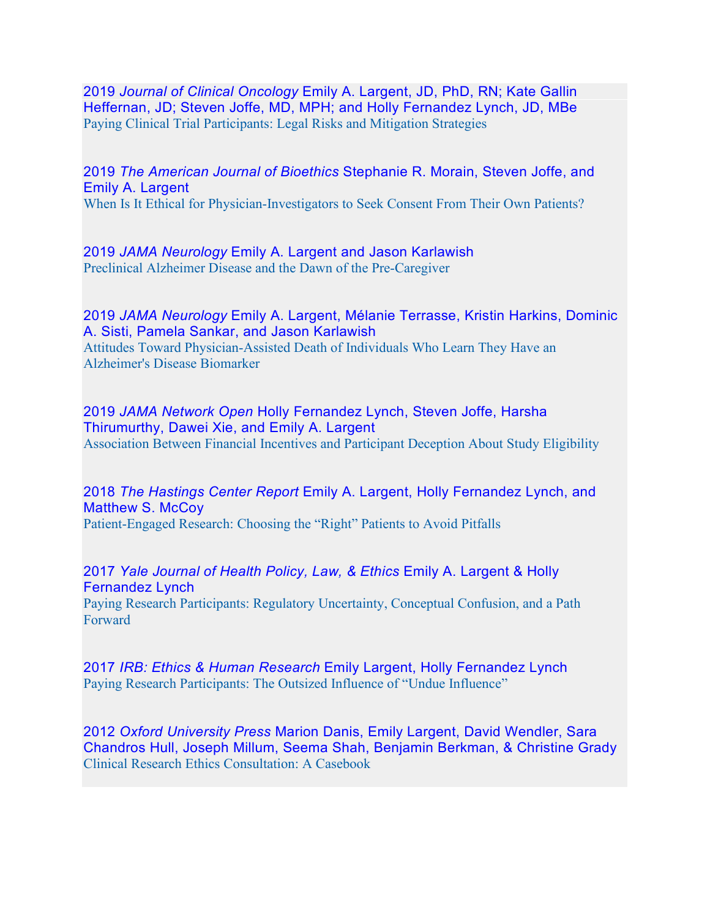2019 *Journal of Clinical Oncology* Emily A. Largent, JD, PhD, RN; Kate Gallin Heffernan, JD; Steven Joffe, MD, MPH; and Holly Fernandez Lynch, JD, MBe
Paying Clinical Trial Participants: Legal Risks and Mitigation Strategies

2019 *The American Journal of Bioethics* Stephanie R. Morain, Steven Joffe, and Emily A. Largent
When Is It Ethical for Physician-Investigators to Seek Consent From Their Own Patients?

2019 *JAMA Neurology* Emily A. Largent and Jason Karlawish
Preclinical Alzheimer Disease and the Dawn of the Pre-Caregiver

2019 *JAMA Neurology* Emily A. Largent, Mélanie Terrasse, Kristin Harkins, Dominic A. Sisti, Pamela Sankar, and Jason Karlawish
Attitudes Toward Physician-Assisted Death of Individuals Who Learn They Have an Alzheimer's Disease Biomarker

2019 *JAMA Network Open* Holly Fernandez Lynch, Steven Joffe, Harsha Thirumurthy, Dawei Xie, and Emily A. Largent
Association Between Financial Incentives and Participant Deception About Study Eligibility

2018 *The Hastings Center Report* Emily A. Largent, Holly Fernandez Lynch, and Matthew S. McCoy
Patient-Engaged Research: Choosing the "Right" Patients to Avoid Pitfalls

2017 *Yale Journal of Health Policy, Law, & Ethics* Emily A. Largent & Holly Fernandez Lynch
Paying Research Participants: Regulatory Uncertainty, Conceptual Confusion, and a Path Forward

2017 *IRB: Ethics & Human Research* Emily Largent, Holly Fernandez Lynch
Paying Research Participants: The Outsized Influence of "Undue Influence"

2012 *Oxford University Press* Marion Danis, Emily Largent, David Wendler, Sara Chandros Hull, Joseph Millum, Seema Shah, Benjamin Berkman, & Christine Grady
Clinical Research Ethics Consultation: A Casebook